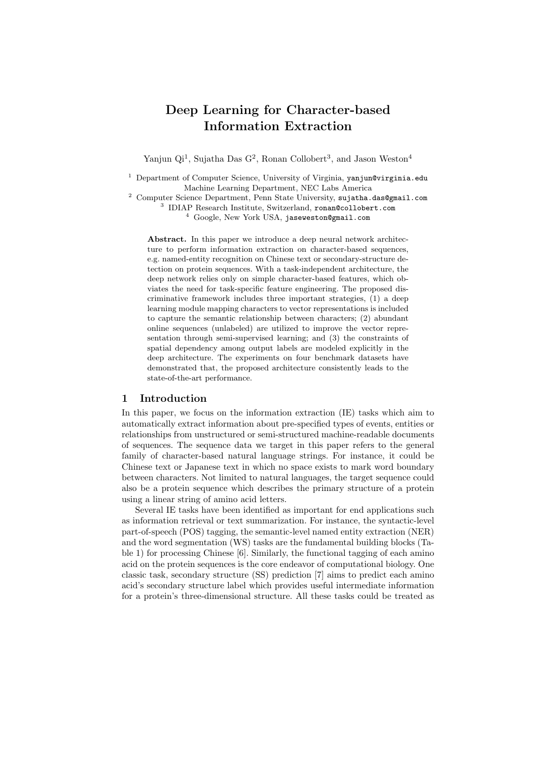# Deep Learning for Character-based Information Extraction

Yanjun Qi[1], Sujatha Das G[2], Ronan Collobert[3], and Jason Weston[4]

[1] Department of Computer Science, University of Virginia, yanjun@virginia.edu
Machine Learning Department, NEC Labs America
[2] Computer Science Department, Penn State University, sujatha.das@gmail.com
[3] IDIAP Research Institute, Switzerland, ronan@collobert.com
[4] Google, New York USA, jasewestong@gmail.com

**Abstract.** In this paper we introduce a deep neural network architecture to perform information extraction on character-based sequences, e.g. named-entity recognition on Chinese text or secondary-structure detection on protein sequences. With a task-independent architecture, the deep network relies only on simple character-based features, which obviates the need for task-specific feature engineering. The proposed discriminative framework includes three important strategies, (1) a deep learning module mapping characters to vector representations is included to capture the semantic relationship between characters; (2) abundant online sequences (unlabeled) are utilized to improve the vector representation through semi-supervised learning; and (3) the constraints of spatial dependency among output labels are modeled explicitly in the deep architecture. The experiments on four benchmark datasets have demonstrated that, the proposed architecture consistently leads to the state-of-the-art performance.

## 1 Introduction

In this paper, we focus on the information extraction (IE) tasks which aim to automatically extract information about pre-specified types of events, entities or relationships from unstructured or semi-structured machine-readable documents of sequences. The sequence data we target in this paper refers to the general family of character-based natural language strings. For instance, it could be Chinese text or Japanese text in which no space exists to mark word boundary between characters. Not limited to natural languages, the target sequence could also be a protein sequence which describes the primary structure of a protein using a linear string of amino acid letters.

Several IE tasks have been identified as important for end applications such as information retrieval or text summarization. For instance, the syntactic-level part-of-speech (POS) tagging, the semantic-level named entity extraction (NER) and the word segmentation (WS) tasks are the fundamental building blocks (Table 1) for processing Chinese [6]. Similarly, the functional tagging of each amino acid on the protein sequences is the core endeavor of computational biology. One classic task, secondary structure (SS) prediction [7] aims to predict each amino acid's secondary structure label which provides useful intermediate information for a protein's three-dimensional structure. All these tasks could be treated as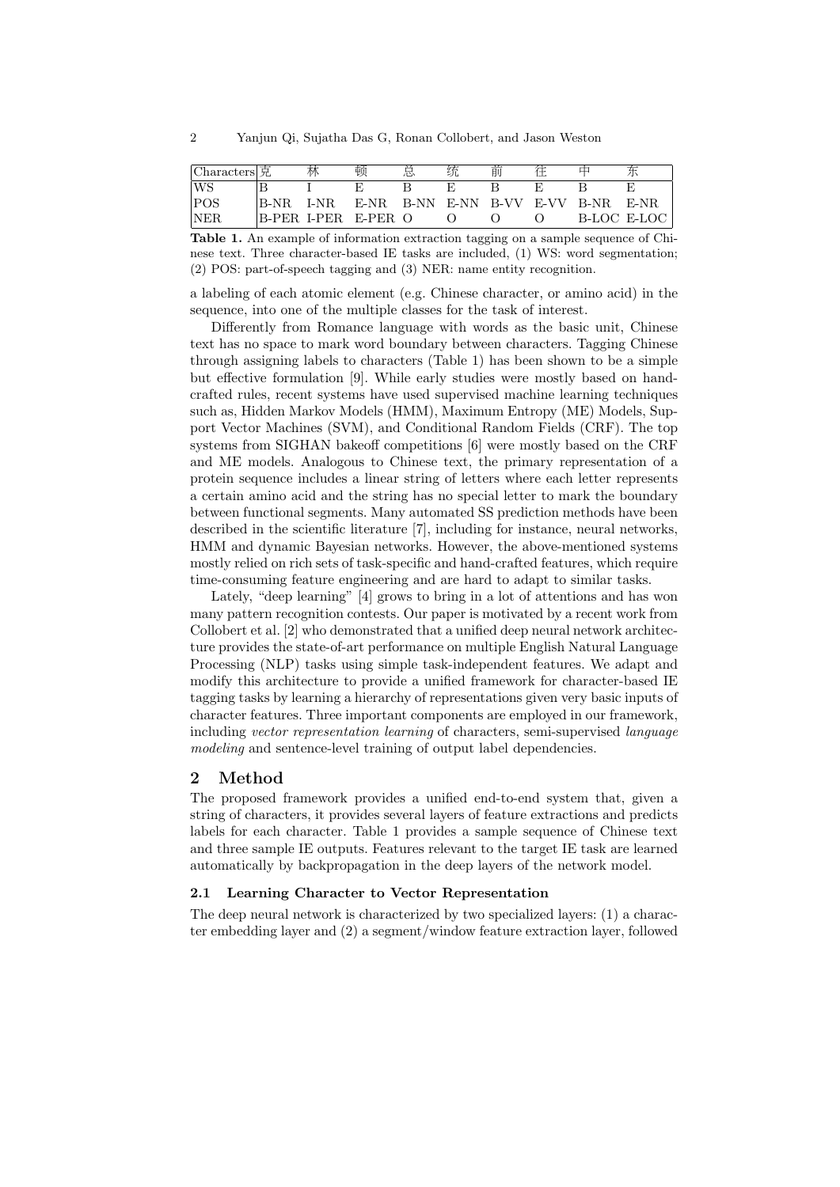| Characters | 克 | 林 | 顿 | 总 | 统 | 前 | 往 | 中 | 东 |
|---|---|---|---|---|---|---|---|---|---|
| WS | B | I | E | B | E | B | E | B | E |
| POS | B-NR | I-NR | E-NR | B-NN | E-NN | B-VV | E-VV | B-NR | E-NR |
| NER | B-PER | I-PER | E-PER | O | O | O | O | B-LOC | E-LOC |

**Table 1.** An example of information extraction tagging on a sample sequence of Chinese text. Three character-based IE tasks are included, (1) WS: word segmentation; (2) POS: part-of-speech tagging and (3) NER: name entity recognition.

a labeling of each atomic element (e.g. Chinese character, or amino acid) in the sequence, into one of the multiple classes for the task of interest.

Differently from Romance language with words as the basic unit, Chinese text has no space to mark word boundary between characters. Tagging Chinese through assigning labels to characters (Table 1) has been shown to be a simple but effective formulation [9]. While early studies were mostly based on hand-crafted rules, recent systems have used supervised machine learning techniques such as, Hidden Markov Models (HMM), Maximum Entropy (ME) Models, Support Vector Machines (SVM), and Conditional Random Fields (CRF). The top systems from SIGHAN bakeoff competitions [6] were mostly based on the CRF and ME models. Analogous to Chinese text, the primary representation of a protein sequence includes a linear string of letters where each letter represents a certain amino acid and the string has no special letter to mark the boundary between functional segments. Many automated SS prediction methods have been described in the scientific literature [7], including for instance, neural networks, HMM and dynamic Bayesian networks. However, the above-mentioned systems mostly relied on rich sets of task-specific and hand-crafted features, which require time-consuming feature engineering and are hard to adapt to similar tasks.

Lately, "deep learning" [4] grows to bring in a lot of attentions and has won many pattern recognition contests. Our paper is motivated by a recent work from Collobert et al. [2] who demonstrated that a unified deep neural network architecture provides the state-of-art performance on multiple English Natural Language Processing (NLP) tasks using simple task-independent features. We adapt and modify this architecture to provide a unified framework for character-based IE tagging tasks by learning a hierarchy of representations given very basic inputs of character features. Three important components are employed in our framework, including *vector representation learning* of characters, semi-supervised *language modeling* and sentence-level training of output label dependencies.

## 2 Method

The proposed framework provides a unified end-to-end system that, given a string of characters, it provides several layers of feature extractions and predicts labels for each character. Table 1 provides a sample sequence of Chinese text and three sample IE outputs. Features relevant to the target IE task are learned automatically by backpropagation in the deep layers of the network model.

### 2.1 Learning Character to Vector Representation

The deep neural network is characterized by two specialized layers: (1) a character embedding layer and (2) a segment/window feature extraction layer, followed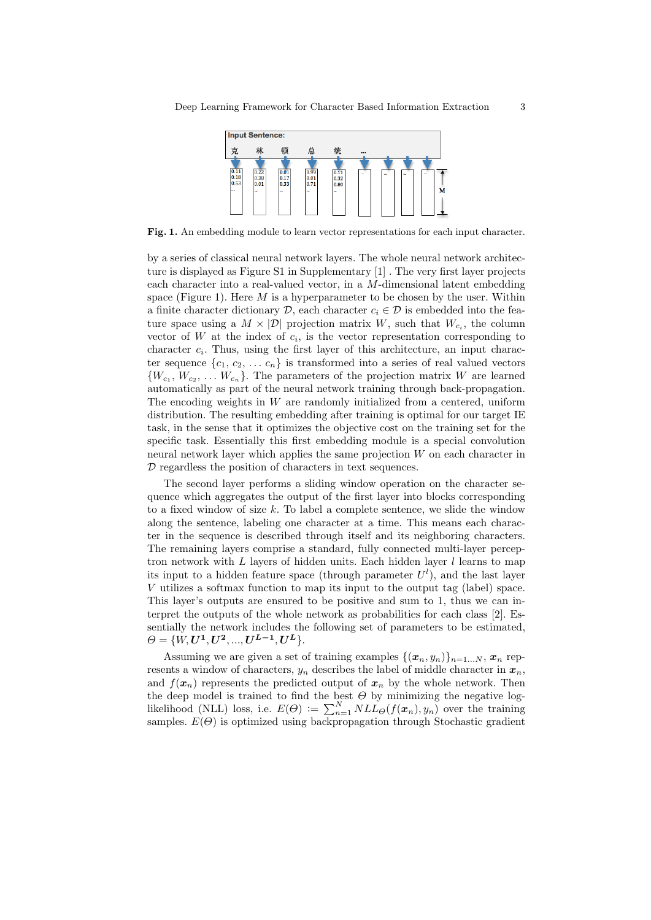**Fig. 1.** An embedding module to learn vector representations for each input character.

by a series of classical neural network layers. The whole neural network architecture is displayed as Figure S1 in Supplementary [1] . The very first layer projects each character into a real-valued vector, in a $M$-dimensional latent embedding space (Figure 1). Here $M$ is a hyperparameter to be chosen by the user. Within a finite character dictionary $\mathcal{D}$, each character $c_i \in \mathcal{D}$ is embedded into the feature space using a $M \times |\mathcal{D}|$ projection matrix $W$, such that $W_{c_i}$, the column vector of $W$ at the index of $c_i$, is the vector representation corresponding to character $c_i$. Thus, using the first layer of this architecture, an input character sequence $\{c_1, c_2, \ldots c_n\}$ is transformed into a series of real valued vectors $\{W_{c_1}, W_{c_2}, \ldots W_{c_n}\}$. The parameters of the projection matrix $W$ are learned automatically as part of the neural network training through back-propagation. The encoding weights in $W$ are randomly initialized from a centered, uniform distribution. The resulting embedding after training is optimal for our target IE task, in the sense that it optimizes the objective cost on the training set for the specific task. Essentially this first embedding module is a special convolution neural network layer which applies the same projection $W$ on each character in $\mathcal{D}$ regardless the position of characters in text sequences.

The second layer performs a sliding window operation on the character sequence which aggregates the output of the first layer into blocks corresponding to a fixed window of size $k$. To label a complete sentence, we slide the window along the sentence, labeling one character at a time. This means each character in the sequence is described through itself and its neighboring characters. The remaining layers comprise a standard, fully connected multi-layer perceptron network with $L$ layers of hidden units. Each hidden layer $l$ learns to map its input to a hidden feature space (through parameter $U^l$), and the last layer $V$ utilizes a softmax function to map its input to the output tag (label) space. This layer's outputs are ensured to be positive and sum to 1, thus we can interpret the outputs of the whole network as probabilities for each class [2]. Essentially the network includes the following set of parameters to be estimated, $\Theta = \{W, \boldsymbol{U^1}, \boldsymbol{U^2}, ..., \boldsymbol{U^{L-1}}, \boldsymbol{U^L}\}$.

Assuming we are given a set of training examples $\{(\boldsymbol{x}_n, y_n)\}_{n=1\ldots N}$, $\boldsymbol{x}_n$ represents a window of characters, $y_n$ describes the label of middle character in $\boldsymbol{x}_n$, and $f(\boldsymbol{x}_n)$ represents the predicted output of $\boldsymbol{x}_n$ by the whole network. Then the deep model is trained to find the best $\Theta$ by minimizing the negative log-likelihood (NLL) loss, i.e. $E(\Theta) := \sum_{n=1}^{N} NLL_{\Theta}(f(\boldsymbol{x}_n), y_n)$ over the training samples. $E(\Theta)$ is optimized using backpropagation through Stochastic gradient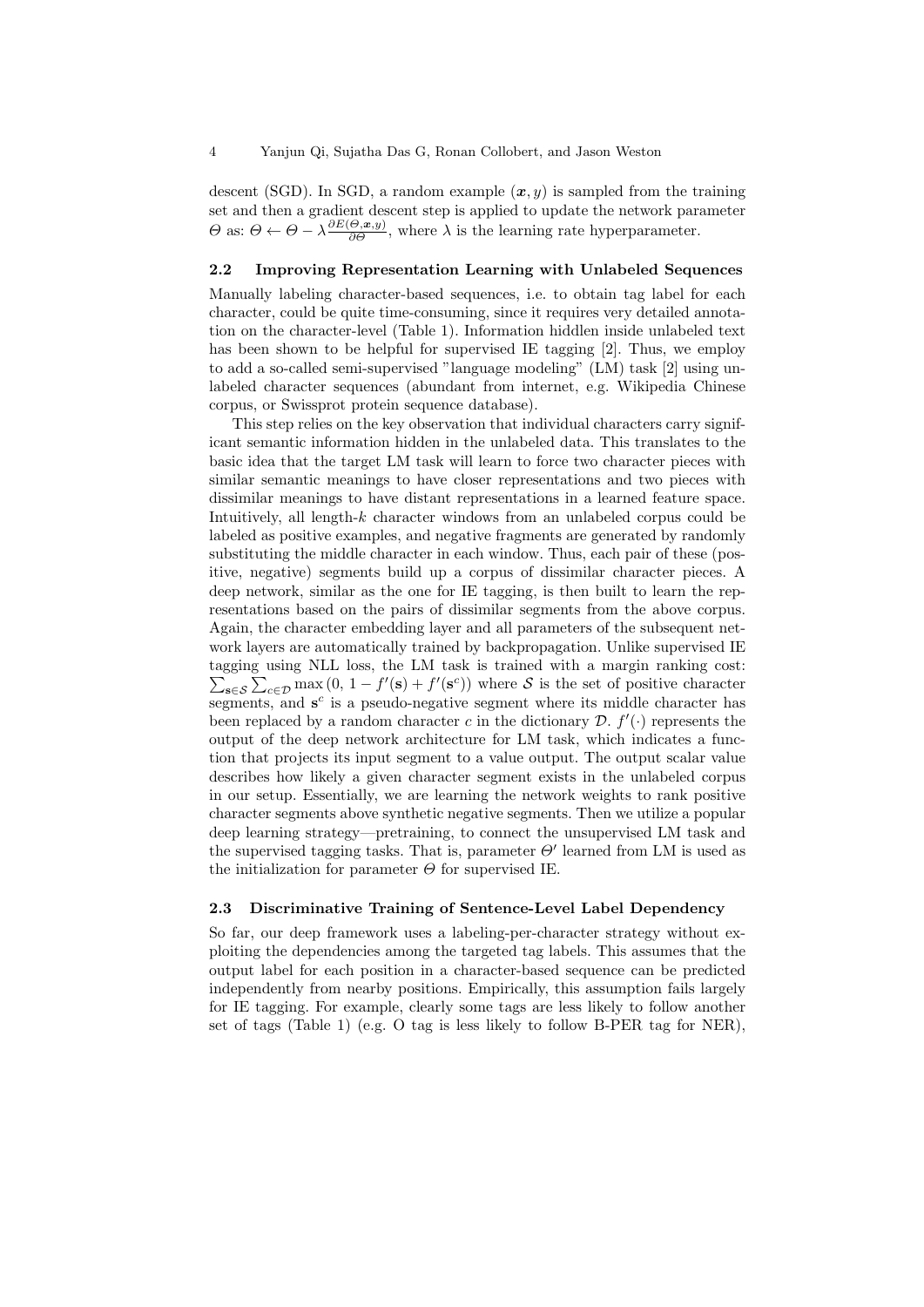descent (SGD). In SGD, a random example $(\boldsymbol{x}, y)$ is sampled from the training set and then a gradient descent step is applied to update the network parameter $\Theta$ as: $\Theta \leftarrow \Theta - \lambda \frac{\partial E(\Theta, \boldsymbol{x}, y)}{\partial \Theta}$, where $\lambda$ is the learning rate hyperparameter.

### 2.2 Improving Representation Learning with Unlabeled Sequences

Manually labeling character-based sequences, i.e. to obtain tag label for each character, could be quite time-consuming, since it requires very detailed annotation on the character-level (Table 1). Information hiddlen inside unlabeled text has been shown to be helpful for supervised IE tagging [2]. Thus, we employ to add a so-called semi-supervised "language modeling" (LM) task [2] using unlabeled character sequences (abundant from internet, e.g. Wikipedia Chinese corpus, or Swissprot protein sequence database).

This step relies on the key observation that individual characters carry significant semantic information hidden in the unlabeled data. This translates to the basic idea that the target LM task will learn to force two character pieces with similar semantic meanings to have closer representations and two pieces with dissimilar meanings to have distant representations in a learned feature space. Intuitively, all length-$k$ character windows from an unlabeled corpus could be labeled as positive examples, and negative fragments are generated by randomly substituting the middle character in each window. Thus, each pair of these (positive, negative) segments build up a corpus of dissimilar character pieces. A deep network, similar as the one for IE tagging, is then built to learn the representations based on the pairs of dissimilar segments from the above corpus. Again, the character embedding layer and all parameters of the subsequent network layers are automatically trained by backpropagation. Unlike supervised IE tagging using NLL loss, the LM task is trained with a margin ranking cost: $\sum_{\mathbf{s} \in \mathcal{S}} \sum_{c \in \mathcal{D}} \max(0, 1 - f'(\mathbf{s}) + f'(\mathbf{s}^c))$ where $\mathcal{S}$ is the set of positive character segments, and $\mathbf{s}^c$ is a pseudo-negative segment where its middle character has been replaced by a random character $c$ in the dictionary $\mathcal{D}$. $f'(\cdot)$ represents the output of the deep network architecture for LM task, which indicates a function that projects its input segment to a value output. The output scalar value describes how likely a given character segment exists in the unlabeled corpus in our setup. Essentially, we are learning the network weights to rank positive character segments above synthetic negative segments. Then we utilize a popular deep learning strategy—pretraining, to connect the unsupervised LM task and the supervised tagging tasks. That is, parameter $\Theta'$ learned from LM is used as the initialization for parameter $\Theta$ for supervised IE.

### 2.3 Discriminative Training of Sentence-Level Label Dependency

So far, our deep framework uses a labeling-per-character strategy without exploiting the dependencies among the targeted tag labels. This assumes that the output label for each position in a character-based sequence can be predicted independently from nearby positions. Empirically, this assumption fails largely for IE tagging. For example, clearly some tags are less likely to follow another set of tags (Table 1) (e.g. O tag is less likely to follow B-PER tag for NER),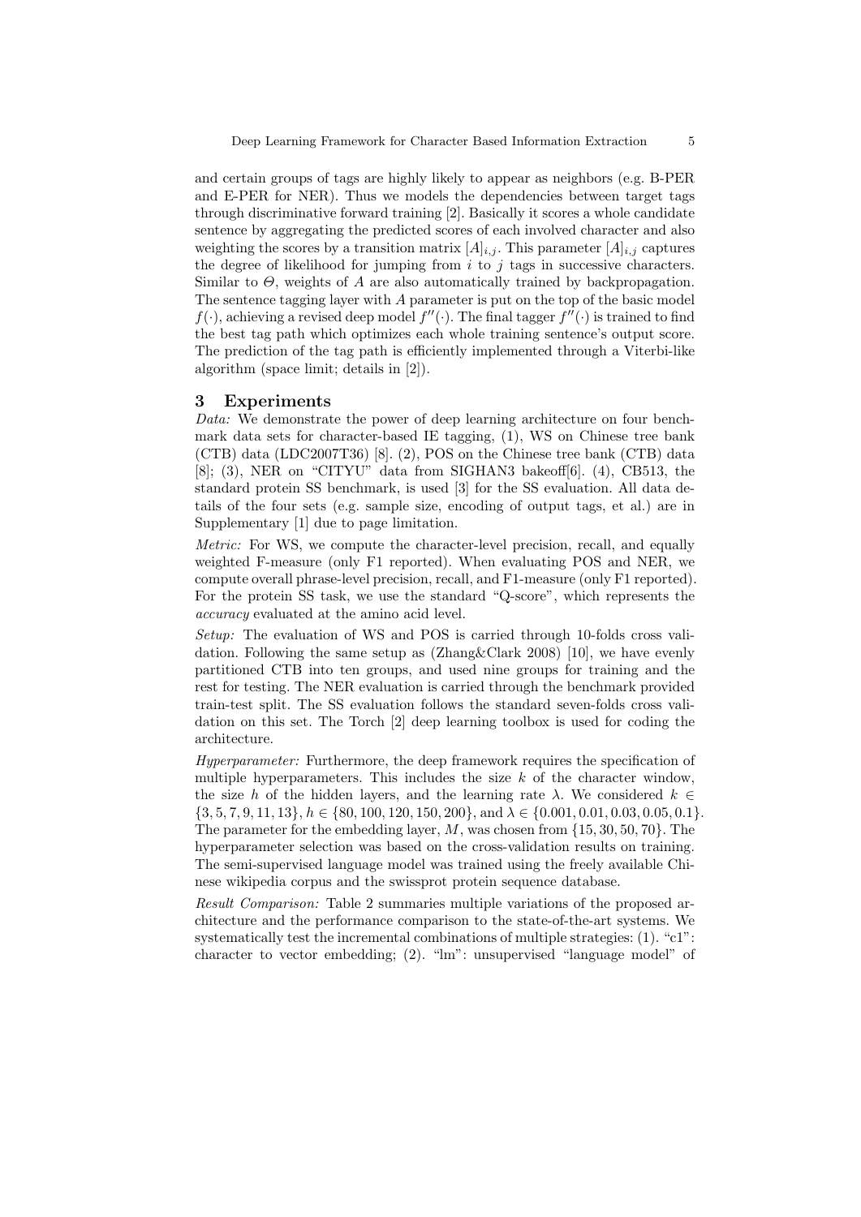and certain groups of tags are highly likely to appear as neighbors (e.g. B-PER and E-PER for NER). Thus we models the dependencies between target tags through discriminative forward training [2]. Basically it scores a whole candidate sentence by aggregating the predicted scores of each involved character and also weighting the scores by a transition matrix $[A]_{i,j}$. This parameter $[A]_{i,j}$ captures the degree of likelihood for jumping from $i$ to $j$ tags in successive characters. Similar to $\Theta$, weights of $A$ are also automatically trained by backpropagation. The sentence tagging layer with $A$ parameter is put on the top of the basic model $f(\cdot)$, achieving a revised deep model $f''(\cdot)$. The final tagger $f''(\cdot)$ is trained to find the best tag path which optimizes each whole training sentence's output score. The prediction of the tag path is efficiently implemented through a Viterbi-like algorithm (space limit; details in [2]).

## 3 Experiments

*Data:* We demonstrate the power of deep learning architecture on four benchmark data sets for character-based IE tagging, (1), WS on Chinese tree bank (CTB) data (LDC2007T36) [8]. (2), POS on the Chinese tree bank (CTB) data [8]; (3), NER on "CITYU" data from SIGHAN3 bakeoff[6]. (4), CB513, the standard protein SS benchmark, is used [3] for the SS evaluation. All data details of the four sets (e.g. sample size, encoding of output tags, et al.) are in Supplementary [1] due to page limitation.

*Metric:* For WS, we compute the character-level precision, recall, and equally weighted F-measure (only F1 reported). When evaluating POS and NER, we compute overall phrase-level precision, recall, and F1-measure (only F1 reported). For the protein SS task, we use the standard "Q-score", which represents the *accuracy* evaluated at the amino acid level.

*Setup:* The evaluation of WS and POS is carried through 10-folds cross validation. Following the same setup as (Zhang&Clark 2008) [10], we have evenly partitioned CTB into ten groups, and used nine groups for training and the rest for testing. The NER evaluation is carried through the benchmark provided train-test split. The SS evaluation follows the standard seven-folds cross validation on this set. The Torch [2] deep learning toolbox is used for coding the architecture.

*Hyperparameter:* Furthermore, the deep framework requires the specification of multiple hyperparameters. This includes the size $k$ of the character window, the size $h$ of the hidden layers, and the learning rate $\lambda$. We considered $k \in \{3, 5, 7, 9, 11, 13\}$, $h \in \{80, 100, 120, 150, 200\}$, and $\lambda \in \{0.001, 0.01, 0.03, 0.05, 0.1\}$. The parameter for the embedding layer, $M$, was chosen from $\{15, 30, 50, 70\}$. The hyperparameter selection was based on the cross-validation results on training. The semi-supervised language model was trained using the freely available Chinese wikipedia corpus and the swissprot protein sequence database.

*Result Comparison:* Table 2 summaries multiple variations of the proposed architecture and the performance comparison to the state-of-the-art systems. We systematically test the incremental combinations of multiple strategies: (1). "c1": character to vector embedding; (2). "lm": unsupervised "language model" of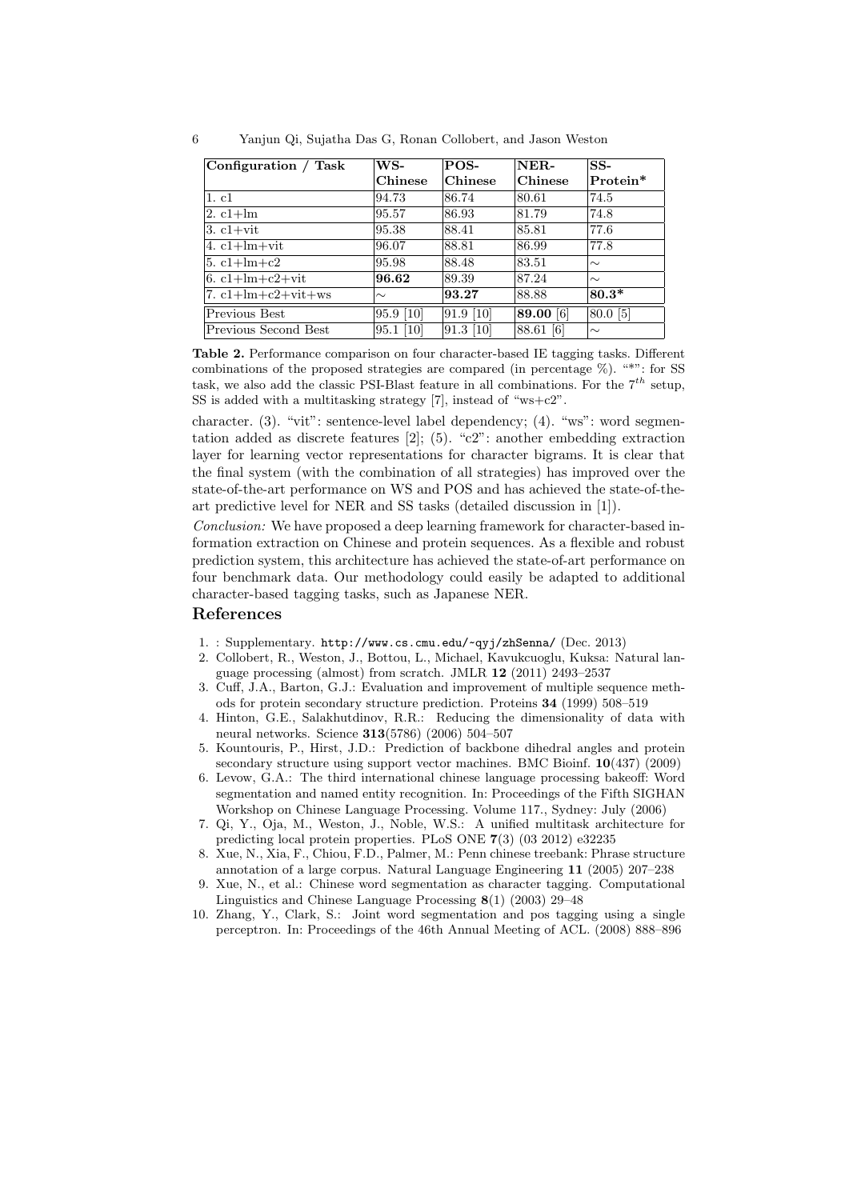| Configuration / Task | WS-Chinese | POS-Chinese | NER-Chinese | SS-Protein* |
|---|---|---|---|---|
| 1. c1 | 94.73 | 86.74 | 80.61 | 74.5 |
| 2. c1+lm | 95.57 | 86.93 | 81.79 | 74.8 |
| 3. c1+vit | 95.38 | 88.41 | 85.81 | 77.6 |
| 4. c1+lm+vit | 96.07 | 88.81 | 86.99 | 77.8 |
| 5. c1+lm+c2 | 95.98 | 88.48 | 83.51 | ∼ |
| 6. c1+lm+c2+vit | **96.62** | 89.39 | 87.24 | ∼ |
| 7. c1+lm+c2+vit+ws | ∼ | **93.27** | 88.88 | **80.3*** |
| Previous Best | 95.9 [10] | 91.9 [10] | **89.00** [6] | 80.0 [5] |
| Previous Second Best | 95.1 [10] | 91.3 [10] | 88.61 [6] | ∼ |

**Table 2.** Performance comparison on four character-based IE tagging tasks. Different combinations of the proposed strategies are compared (in percentage %). "*": for SS task, we also add the classic PSI-Blast feature in all combinations. For the $7^{th}$ setup, SS is added with a multitasking strategy [7], instead of "ws+c2".

character. (3). "vit": sentence-level label dependency; (4). "ws": word segmentation added as discrete features [2]; (5). "c2": another embedding extraction layer for learning vector representations for character bigrams. It is clear that the final system (with the combination of all strategies) has improved over the state-of-the-art performance on WS and POS and has achieved the state-of-the-art predictive level for NER and SS tasks (detailed discussion in [1]).

*Conclusion:* We have proposed a deep learning framework for character-based information extraction on Chinese and protein sequences. As a flexible and robust prediction system, this architecture has achieved the state-of-art performance on four benchmark data. Our methodology could easily be adapted to additional character-based tagging tasks, such as Japanese NER.

## References

1. : Supplementary. `http://www.cs.cmu.edu/~qyj/zhSenna/` (Dec. 2013)
2. Collobert, R., Weston, J., Bottou, L., Michael, Kavukcuoglu, Kuksa: Natural language processing (almost) from scratch. JMLR **12** (2011) 2493–2537
3. Cuff, J.A., Barton, G.J.: Evaluation and improvement of multiple sequence methods for protein secondary structure prediction. Proteins **34** (1999) 508–519
4. Hinton, G.E., Salakhutdinov, R.R.: Reducing the dimensionality of data with neural networks. Science **313**(5786) (2006) 504–507
5. Kountouris, P., Hirst, J.D.: Prediction of backbone dihedral angles and protein secondary structure using support vector machines. BMC Bioinf. **10**(437) (2009)
6. Levow, G.A.: The third international chinese language processing bakeoff: Word segmentation and named entity recognition. In: Proceedings of the Fifth SIGHAN Workshop on Chinese Language Processing. Volume 117., Sydney: July (2006)
7. Qi, Y., Oja, M., Weston, J., Noble, W.S.: A unified multitask architecture for predicting local protein properties. PLoS ONE **7**(3) (03 2012) e32235
8. Xue, N., Xia, F., Chiou, F.D., Palmer, M.: Penn chinese treebank: Phrase structure annotation of a large corpus. Natural Language Engineering **11** (2005) 207–238
9. Xue, N., et al.: Chinese word segmentation as character tagging. Computational Linguistics and Chinese Language Processing **8**(1) (2003) 29–48
10. Zhang, Y., Clark, S.: Joint word segmentation and pos tagging using a single perceptron. In: Proceedings of the 46th Annual Meeting of ACL. (2008) 888–896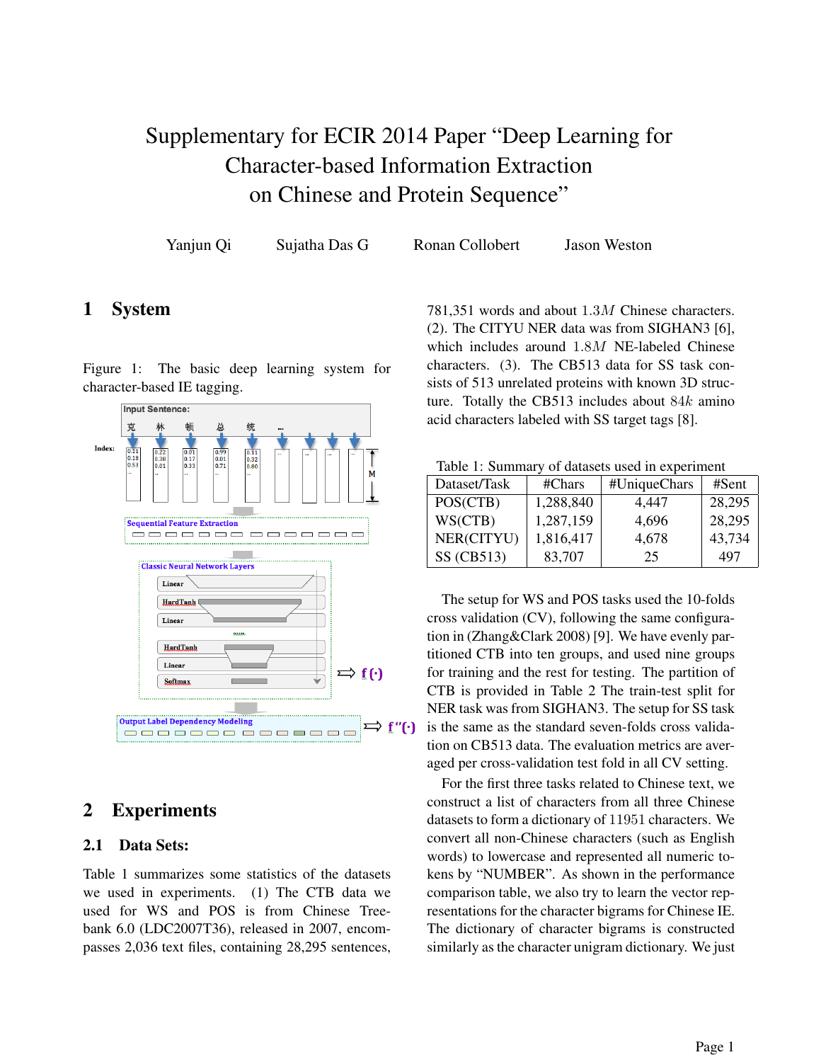# Supplementary for ECIR 2014 Paper "Deep Learning for Character-based Information Extraction on Chinese and Protein Sequence"

Yanjun Qi  Sujatha Das G  Ronan Collobert  Jason Weston

## 1 System

Figure 1: The basic deep learning system for character-based IE tagging.

## 2 Experiments

### 2.1 Data Sets:

Table 1 summarizes some statistics of the datasets we used in experiments. (1) The CTB data we used for WS and POS is from Chinese Treebank 6.0 (LDC2007T36), released in 2007, encompasses 2,036 text files, containing 28,295 sentences, 781,351 words and about $1.3M$ Chinese characters. (2). The CITYU NER data was from SIGHAN3 [6], which includes around $1.8M$ NE-labeled Chinese characters. (3). The CB513 data for SS task consists of 513 unrelated proteins with known 3D structure. Totally the CB513 includes about $84k$ amino acid characters labeled with SS target tags [8].

Table 1: Summary of datasets used in experiment

| Dataset/Task | #Chars | #UniqueChars | #Sent |
|---|---|---|---|
| POS(CTB) | 1,288,840 | 4,447 | 28,295 |
| WS(CTB) | 1,287,159 | 4,696 | 28,295 |
| NER(CITYU) | 1,816,417 | 4,678 | 43,734 |
| SS (CB513) | 83,707 | 25 | 497 |

The setup for WS and POS tasks used the 10-folds cross validation (CV), following the same configuration in (Zhang&Clark 2008) [9]. We have evenly partitioned CTB into ten groups, and used nine groups for training and the rest for testing. The partition of CTB is provided in Table 2 The train-test split for NER task was from SIGHAN3. The setup for SS task is the same as the standard seven-folds cross validation on CB513 data. The evaluation metrics are averaged per cross-validation test fold in all CV setting.

For the first three tasks related to Chinese text, we construct a list of characters from all three Chinese datasets to form a dictionary of $11951$ characters. We convert all non-Chinese characters (such as English words) to lowercase and represented all numeric tokens by "NUMBER". As shown in the performance comparison table, we also try to learn the vector representations for the character bigrams for Chinese IE. The dictionary of character bigrams is constructed similarly as the character unigram dictionary. We just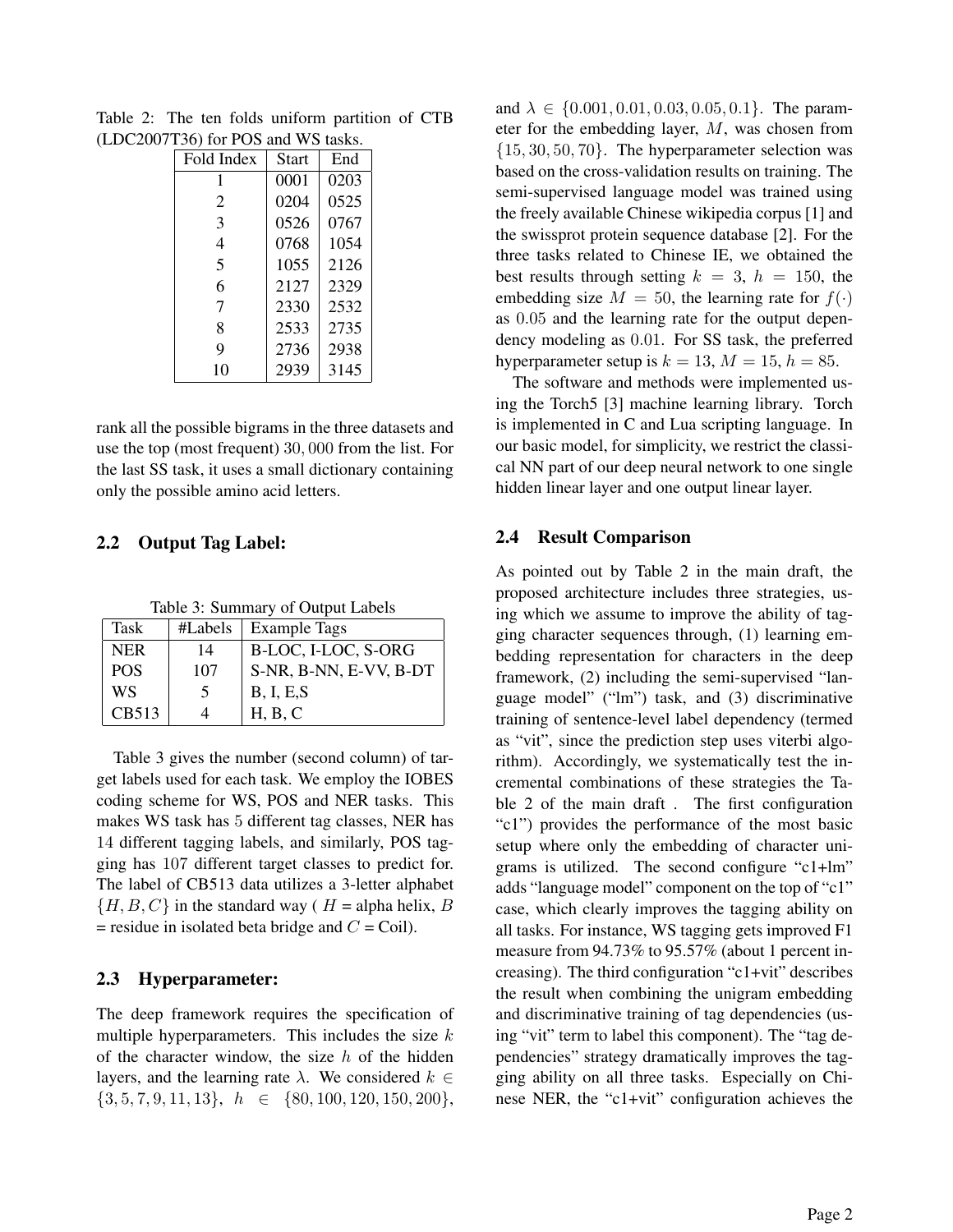Table 2: The ten folds uniform partition of CTB (LDC2007T36) for POS and WS tasks.

| Fold Index | Start | End |
|---|---|---|
| 1 | 0001 | 0203 |
| 2 | 0204 | 0525 |
| 3 | 0526 | 0767 |
| 4 | 0768 | 1054 |
| 5 | 1055 | 2126 |
| 6 | 2127 | 2329 |
| 7 | 2330 | 2532 |
| 8 | 2533 | 2735 |
| 9 | 2736 | 2938 |
| 10 | 2939 | 3145 |

rank all the possible bigrams in the three datasets and use the top (most frequent) $30,000$ from the list. For the last SS task, it uses a small dictionary containing only the possible amino acid letters.

## 2.2 Output Tag Label:

Table 3: Summary of Output Labels

| Task | #Labels | Example Tags |
|---|---|---|
| NER | 14 | B-LOC, I-LOC, S-ORG |
| POS | 107 | S-NR, B-NN, E-VV, B-DT |
| WS | 5 | B, I, E,S |
| CB513 | 4 | H, B, C |

Table 3 gives the number (second column) of target labels used for each task. We employ the IOBES coding scheme for WS, POS and NER tasks. This makes WS task has $5$ different tag classes, NER has $14$ different tagging labels, and similarly, POS tagging has $107$ different target classes to predict for. The label of CB513 data utilizes a 3-letter alphabet $\{H, B, C\}$ in the standard way ( $H$ = alpha helix, $B$ = residue in isolated beta bridge and $C$ = Coil).

## 2.3 Hyperparameter:

The deep framework requires the specification of multiple hyperparameters. This includes the size $k$ of the character window, the size $h$ of the hidden layers, and the learning rate $\lambda$. We considered $k \in \{3, 5, 7, 9, 11, 13\}$, $h \in \{80, 100, 120, 150, 200\}$, and $\lambda \in \{0.001, 0.01, 0.03, 0.05, 0.1\}$. The parameter for the embedding layer, $M$, was chosen from $\{15, 30, 50, 70\}$. The hyperparameter selection was based on the cross-validation results on training. The semi-supervised language model was trained using the freely available Chinese wikipedia corpus [1] and the swissprot protein sequence database [2]. For the three tasks related to Chinese IE, we obtained the best results through setting $k = 3$, $h = 150$, the embedding size $M = 50$, the learning rate for $f(\cdot)$ as $0.05$ and the learning rate for the output dependency modeling as $0.01$. For SS task, the preferred hyperparameter setup is $k = 13$, $M = 15$, $h = 85$.

The software and methods were implemented using the Torch5 [3] machine learning library. Torch is implemented in C and Lua scripting language. In our basic model, for simplicity, we restrict the classical NN part of our deep neural network to one single hidden linear layer and one output linear layer.

## 2.4 Result Comparison

As pointed out by Table 2 in the main draft, the proposed architecture includes three strategies, using which we assume to improve the ability of tagging character sequences through, (1) learning embedding representation for characters in the deep framework, (2) including the semi-supervised "language model" ("lm") task, and (3) discriminative training of sentence-level label dependency (termed as "vit", since the prediction step uses viterbi algorithm). Accordingly, we systematically test the incremental combinations of these strategies the Table 2 of the main draft . The first configuration "c1") provides the performance of the most basic setup where only the embedding of character unigrams is utilized. The second configure "c1+lm" adds "language model" component on the top of "c1" case, which clearly improves the tagging ability on all tasks. For instance, WS tagging gets improved F1 measure from 94.73% to 95.57% (about 1 percent increasing). The third configuration "c1+vit" describes the result when combining the unigram embedding and discriminative training of tag dependencies (using "vit" term to label this component). The "tag dependencies" strategy dramatically improves the tagging ability on all three tasks. Especially on Chinese NER, the "c1+vit" configuration achieves the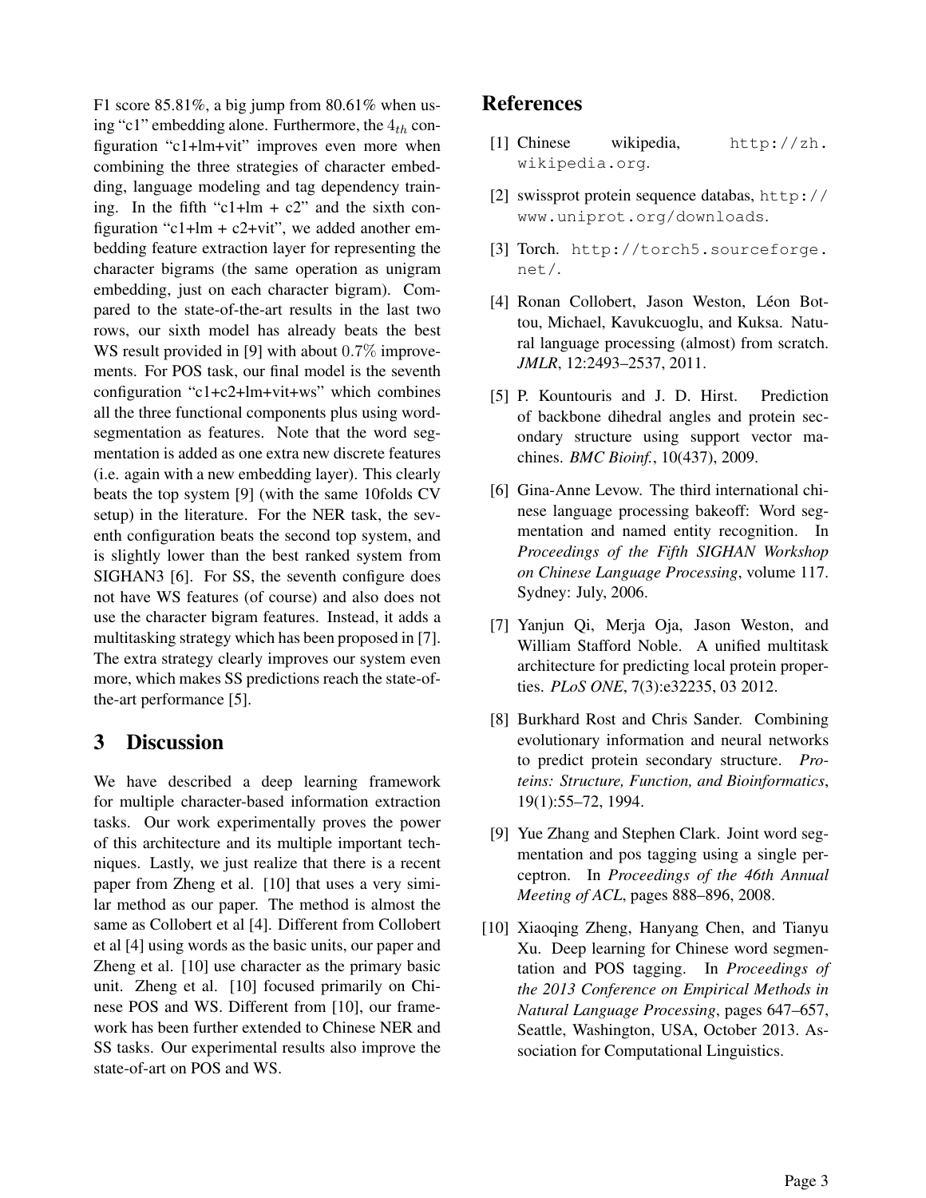F1 score 85.81%, a big jump from 80.61% when using "c1" embedding alone. Furthermore, the $4_{th}$ configuration "c1+lm+vit" improves even more when combining the three strategies of character embedding, language modeling and tag dependency training. In the fifth "c1+lm + c2" and the sixth configuration "c1+lm + c2+vit", we added another embedding feature extraction layer for representing the character bigrams (the same operation as unigram embedding, just on each character bigram). Compared to the state-of-the-art results in the last two rows, our sixth model has already beats the best WS result provided in [9] with about $0.7\%$ improvements. For POS task, our final model is the seventh configuration "c1+c2+lm+vit+ws" which combines all the three functional components plus using word-segmentation as features. Note that the word segmentation is added as one extra new discrete features (i.e. again with a new embedding layer). This clearly beats the top system [9] (with the same 10folds CV setup) in the literature. For the NER task, the seventh configuration beats the second top system, and is slightly lower than the best ranked system from SIGHAN3 [6]. For SS, the seventh configure does not have WS features (of course) and also does not use the character bigram features. Instead, it adds a multitasking strategy which has been proposed in [7]. The extra strategy clearly improves our system even more, which makes SS predictions reach the state-of-the-art performance [5].

## 3 Discussion

We have described a deep learning framework for multiple character-based information extraction tasks. Our work experimentally proves the power of this architecture and its multiple important techniques. Lastly, we just realize that there is a recent paper from Zheng et al. [10] that uses a very similar method as our paper. The method is almost the same as Collobert et al [4]. Different from Collobert et al [4] using words as the basic units, our paper and Zheng et al. [10] use character as the primary basic unit. Zheng et al. [10] focused primarily on Chinese POS and WS. Different from [10], our framework has been further extended to Chinese NER and SS tasks. Our experimental results also improve the state-of-art on POS and WS.

## References

[1] Chinese wikipedia, `http://zh.wikipedia.org`.

[2] swissprot protein sequence databas, `http://www.uniprot.org/downloads`.

[3] Torch. `http://torch5.sourceforge.net/`.

[4] Ronan Collobert, Jason Weston, Léon Bottou, Michael, Kavukcuoglu, and Kuksa. Natural language processing (almost) from scratch. *JMLR*, 12:2493–2537, 2011.

[5] P. Kountouris and J. D. Hirst. Prediction of backbone dihedral angles and protein secondary structure using support vector machines. *BMC Bioinf.*, 10(437), 2009.

[6] Gina-Anne Levow. The third international chinese language processing bakeoff: Word segmentation and named entity recognition. In *Proceedings of the Fifth SIGHAN Workshop on Chinese Language Processing*, volume 117. Sydney: July, 2006.

[7] Yanjun Qi, Merja Oja, Jason Weston, and William Stafford Noble. A unified multitask architecture for predicting local protein properties. *PLoS ONE*, 7(3):e32235, 03 2012.

[8] Burkhard Rost and Chris Sander. Combining evolutionary information and neural networks to predict protein secondary structure. *Proteins: Structure, Function, and Bioinformatics*, 19(1):55–72, 1994.

[9] Yue Zhang and Stephen Clark. Joint word segmentation and pos tagging using a single perceptron. In *Proceedings of the 46th Annual Meeting of ACL*, pages 888–896, 2008.

[10] Xiaoqing Zheng, Hanyang Chen, and Tianyu Xu. Deep learning for Chinese word segmentation and POS tagging. In *Proceedings of the 2013 Conference on Empirical Methods in Natural Language Processing*, pages 647–657, Seattle, Washington, USA, October 2013. Association for Computational Linguistics.